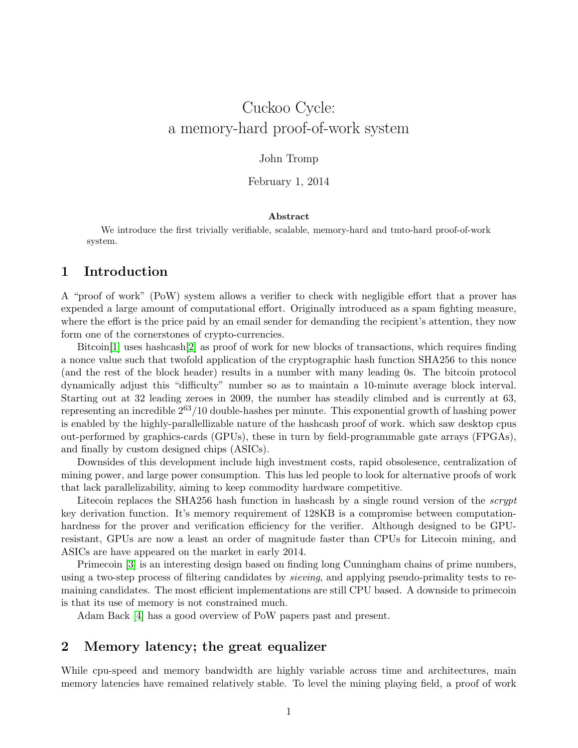# Cuckoo Cycle: a memory-hard proof-of-work system

John Tromp

February 1, 2014

**Abstract**

We introduce the first trivially verifiable, scalable, memory-hard and tmto-hard proof-of-work system.

## 1 Introduction

A "proof of work" (PoW) system allows a verifier to check with negligible effort that a prover has expended a large amount of computational effort. Originally introduced as a spam fighting measure, where the effort is the price paid by an email sender for demanding the recipient's attention, they now form one of the cornerstones of crypto-currencies.

Bitcoin[1] uses hashcash[2] as proof of work for new blocks of transactions, which requires finding a nonce value such that twofold application of the cryptographic hash function SHA256 to this nonce (and the rest of the block header) results in a number with many leading 0s. The bitcoin protocol dynamically adjust this "difficulty" number so as to maintain a 10-minute average block interval. Starting out at 32 leading zeroes in 2009, the number has steadily climbed and is currently at 63, representing an incredible $2^{63}/10$ double-hashes per minute. This exponential growth of hashing power is enabled by the highly-parallellizable nature of the hashcash proof of work. which saw desktop cpus out-performed by graphics-cards (GPUs), these in turn by field-programmable gate arrays (FPGAs), and finally by custom designed chips (ASICs).

Downsides of this development include high investment costs, rapid obsolesence, centralization of mining power, and large power consumption. This has led people to look for alternative proofs of work that lack parallelizability, aiming to keep commodity hardware competitive.

Litecoin replaces the SHA256 hash function in hashcash by a single round version of the *scrypt* key derivation function. It's memory requirement of 128KB is a compromise between computation-hardness for the prover and verification efficiency for the verifier. Although designed to be GPU-resistant, GPUs are now a least an order of magnitude faster than CPUs for Litecoin mining, and ASICs are have appeared on the market in early 2014.

Primecoin [3] is an interesting design based on finding long Cunningham chains of prime numbers, using a two-step process of filtering candidates by *sieving*, and applying pseudo-primality tests to remaining candidates. The most efficient implementations are still CPU based. A downside to primecoin is that its use of memory is not constrained much.

Adam Back [4] has a good overview of PoW papers past and present.

## 2 Memory latency; the great equalizer

While cpu-speed and memory bandwidth are highly variable across time and architectures, main memory latencies have remained relatively stable. To level the mining playing field, a proof of work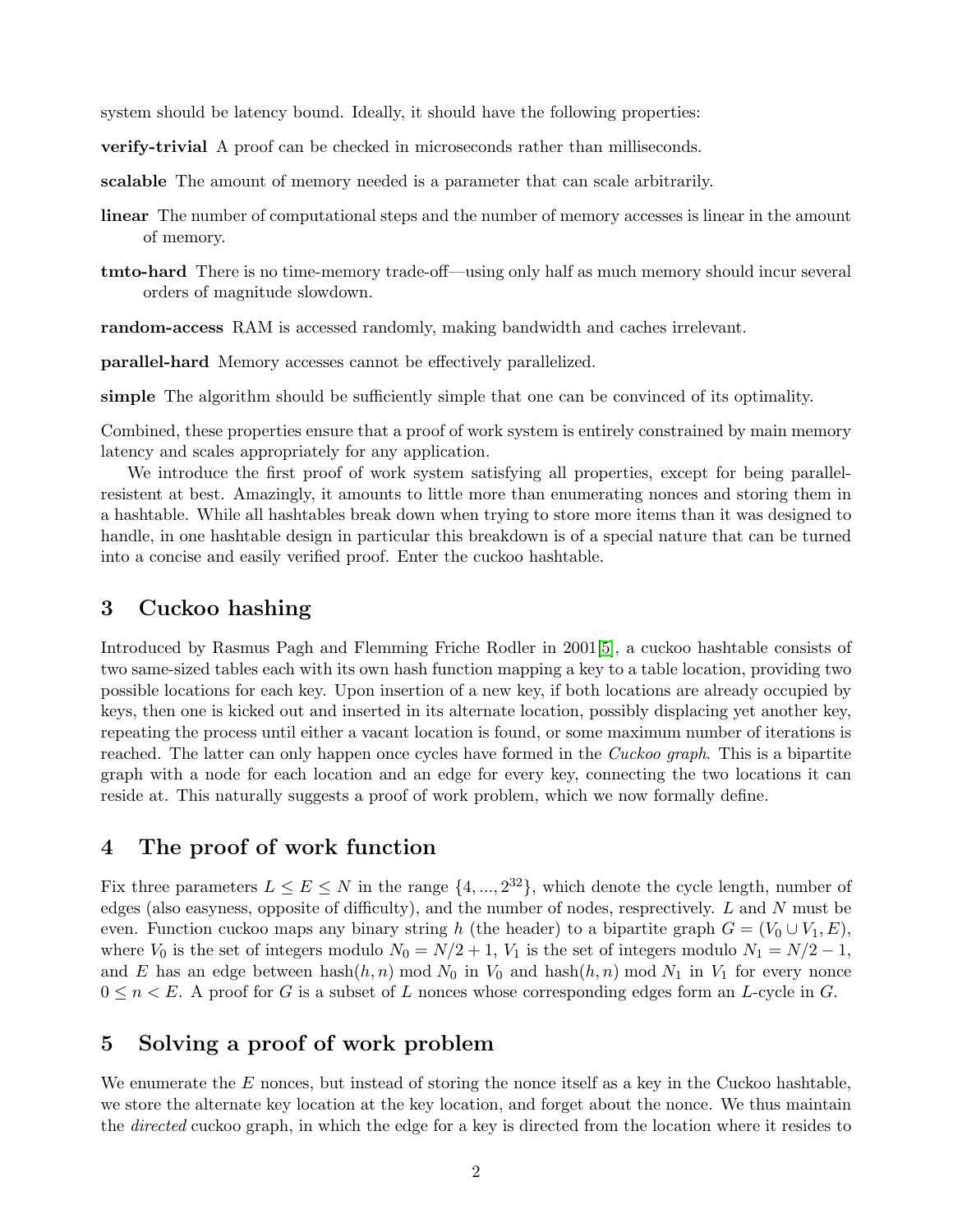system should be latency bound. Ideally, it should have the following properties:

**verify-trivial** A proof can be checked in microseconds rather than milliseconds.

**scalable** The amount of memory needed is a parameter that can scale arbitrarily.

**linear** The number of computational steps and the number of memory accesses is linear in the amount of memory.

**tmto-hard** There is no time-memory trade-off—using only half as much memory should incur several orders of magnitude slowdown.

**random-access** RAM is accessed randomly, making bandwidth and caches irrelevant.

**parallel-hard** Memory accesses cannot be effectively parallelized.

**simple** The algorithm should be sufficiently simple that one can be convinced of its optimality.

Combined, these properties ensure that a proof of work system is entirely constrained by main memory latency and scales appropriately for any application.

We introduce the first proof of work system satisfying all properties, except for being parallel-resistent at best. Amazingly, it amounts to little more than enumerating nonces and storing them in a hashtable. While all hashtables break down when trying to store more items than it was designed to handle, in one hashtable design in particular this breakdown is of a special nature that can be turned into a concise and easily verified proof. Enter the cuckoo hashtable.

## 3 Cuckoo hashing

Introduced by Rasmus Pagh and Flemming Friche Rodler in 2001[5], a cuckoo hashtable consists of two same-sized tables each with its own hash function mapping a key to a table location, providing two possible locations for each key. Upon insertion of a new key, if both locations are already occupied by keys, then one is kicked out and inserted in its alternate location, possibly displacing yet another key, repeating the process until either a vacant location is found, or some maximum number of iterations is reached. The latter can only happen once cycles have formed in the *Cuckoo graph*. This is a bipartite graph with a node for each location and an edge for every key, connecting the two locations it can reside at. This naturally suggests a proof of work problem, which we now formally define.

## 4 The proof of work function

Fix three parameters $L \leq E \leq N$ in the range $\{4, ..., 2^{32}\}$, which denote the cycle length, number of edges (also easyness, opposite of difficulty), and the number of nodes, resprectively. $L$ and $N$ must be even. Function cuckoo maps any binary string $h$ (the header) to a bipartite graph $G = (V_0 \cup V_1, E)$, where $V_0$ is the set of integers modulo $N_0 = N/2 + 1$, $V_1$ is the set of integers modulo $N_1 = N/2 - 1$, and $E$ has an edge between $\text{hash}(h, n) \bmod N_0$ in $V_0$ and $\text{hash}(h, n) \bmod N_1$ in $V_1$ for every nonce $0 \leq n < E$. A proof for $G$ is a subset of $L$ nonces whose corresponding edges form an $L$-cycle in $G$.

## 5 Solving a proof of work problem

We enumerate the $E$ nonces, but instead of storing the nonce itself as a key in the Cuckoo hashtable, we store the alternate key location at the key location, and forget about the nonce. We thus maintain the *directed* cuckoo graph, in which the edge for a key is directed from the location where it resides to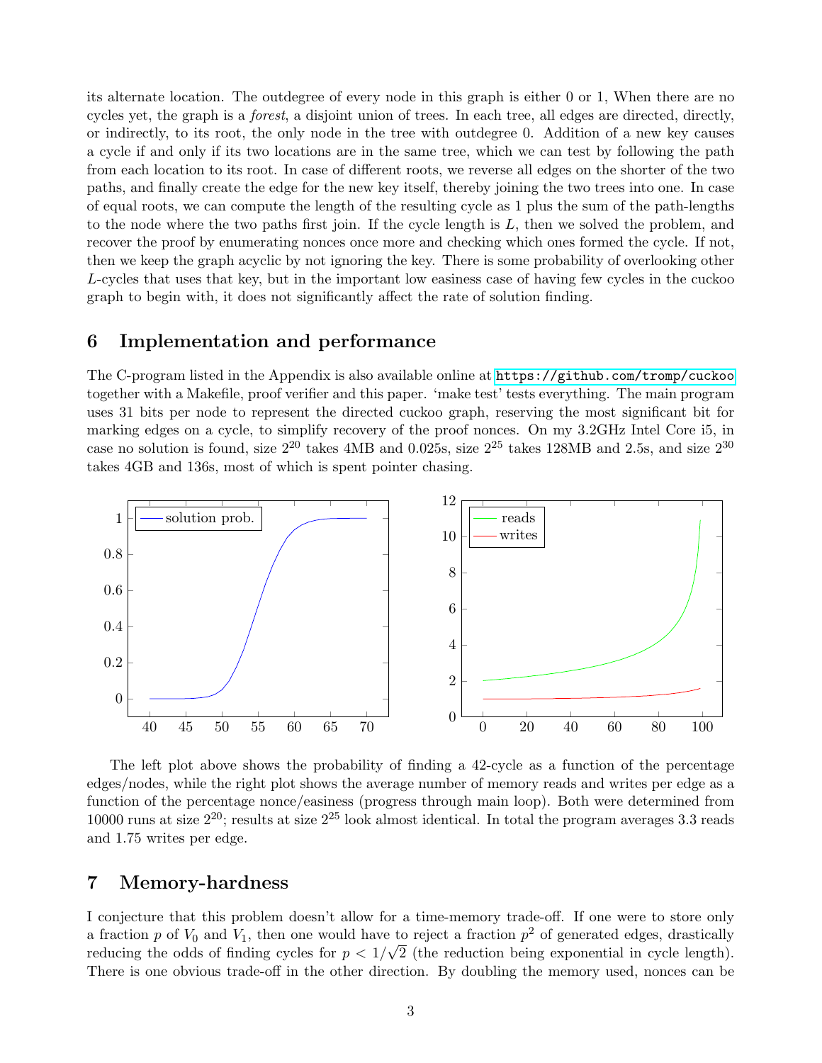its alternate location. The outdegree of every node in this graph is either 0 or 1, When there are no cycles yet, the graph is a *forest*, a disjoint union of trees. In each tree, all edges are directed, directly, or indirectly, to its root, the only node in the tree with outdegree 0. Addition of a new key causes a cycle if and only if its two locations are in the same tree, which we can test by following the path from each location to its root. In case of different roots, we reverse all edges on the shorter of the two paths, and finally create the edge for the new key itself, thereby joining the two trees into one. In case of equal roots, we can compute the length of the resulting cycle as 1 plus the sum of the path-lengths to the node where the two paths first join. If the cycle length is $L$, then we solved the problem, and recover the proof by enumerating nonces once more and checking which ones formed the cycle. If not, then we keep the graph acyclic by not ignoring the key. There is some probability of overlooking other $L$-cycles that uses that key, but in the important low easiness case of having few cycles in the cuckoo graph to begin with, it does not significantly affect the rate of solution finding.

## 6 Implementation and performance

The C-program listed in the Appendix is also available online at https://github.com/tromp/cuckoo together with a Makefile, proof verifier and this paper. 'make test' tests everything. The main program uses 31 bits per node to represent the directed cuckoo graph, reserving the most significant bit for marking edges on a cycle, to simplify recovery of the proof nonces. On my 3.2GHz Intel Core i5, in case no solution is found, size $2^{20}$ takes 4MB and 0.025s, size $2^{25}$ takes 128MB and 2.5s, and size $2^{30}$ takes 4GB and 136s, most of which is spent pointer chasing.

The left plot above shows the probability of finding a 42-cycle as a function of the percentage edges/nodes, while the right plot shows the average number of memory reads and writes per edge as a function of the percentage nonce/easiness (progress through main loop). Both were determined from 10000 runs at size $2^{20}$; results at size $2^{25}$ look almost identical. In total the program averages 3.3 reads and 1.75 writes per edge.

## 7 Memory-hardness

I conjecture that this problem doesn't allow for a time-memory trade-off. If one were to store only a fraction $p$ of $V_0$ and $V_1$, then one would have to reject a fraction $p^2$ of generated edges, drastically reducing the odds of finding cycles for $p < 1/\sqrt{2}$ (the reduction being exponential in cycle length). There is one obvious trade-off in the other direction. By doubling the memory used, nonces can be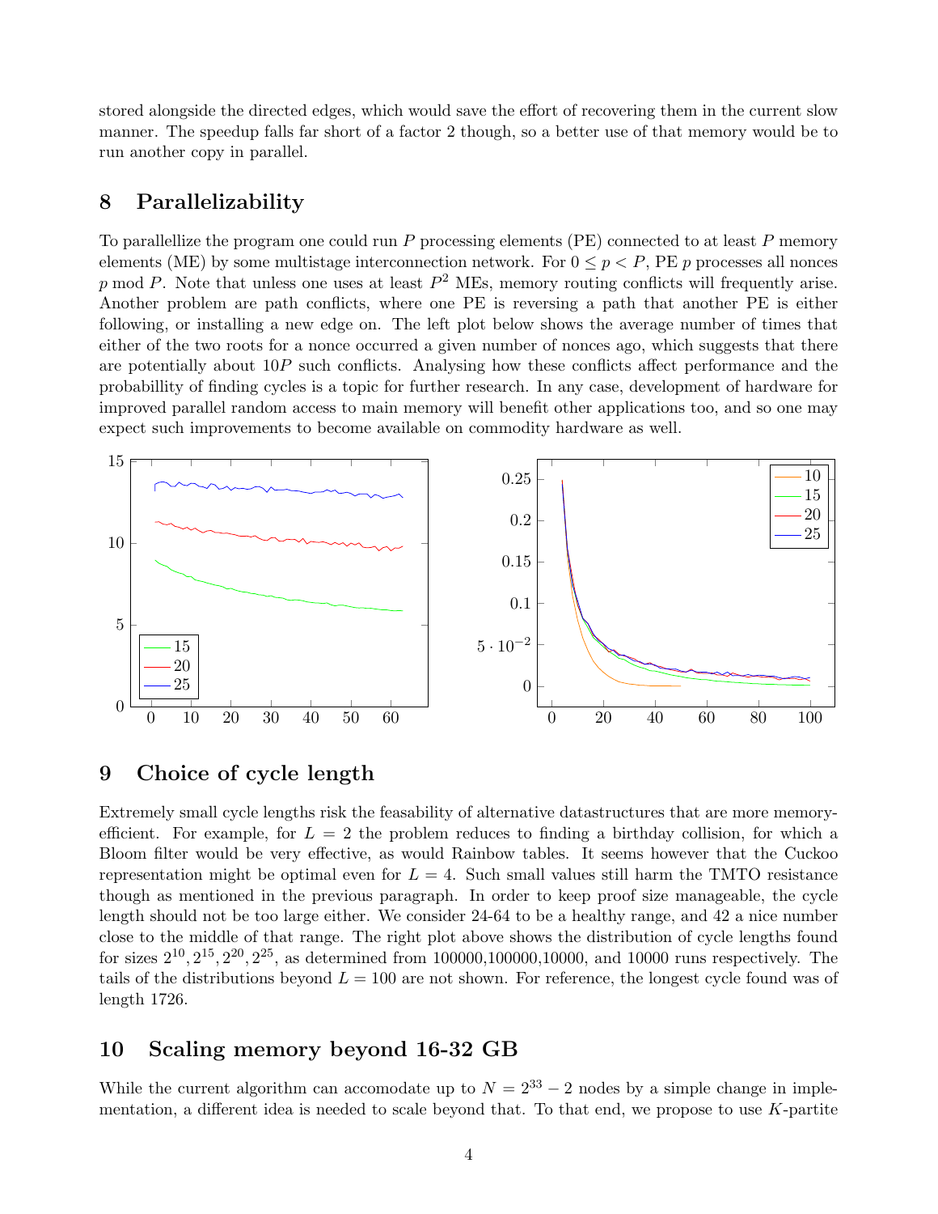stored alongside the directed edges, which would save the effort of recovering them in the current slow manner. The speedup falls far short of a factor 2 though, so a better use of that memory would be to run another copy in parallel.

## 8 Parallelizability

To parallellize the program one could run $P$ processing elements (PE) connected to at least $P$ memory elements (ME) by some multistage interconnection network. For $0 \leq p < P$, PE $p$ processes all nonces $p \bmod P$. Note that unless one uses at least $P^2$ MEs, memory routing conflicts will frequently arise. Another problem are path conflicts, where one PE is reversing a path that another PE is either following, or installing a new edge on. The left plot below shows the average number of times that either of the two roots for a nonce occurred a given number of nonces ago, which suggests that there are potentially about $10P$ such conflicts. Analysing how these conflicts affect performance and the probabillity of finding cycles is a topic for further research. In any case, development of hardware for improved parallel random access to main memory will benefit other applications too, and so one may expect such improvements to become available on commodity hardware as well.

## 9 Choice of cycle length

Extremely small cycle lengths risk the feasability of alternative datastructures that are more memory-efficient. For example, for $L = 2$ the problem reduces to finding a birthday collision, for which a Bloom filter would be very effective, as would Rainbow tables. It seems however that the Cuckoo representation might be optimal even for $L = 4$. Such small values still harm the TMTO resistance though as mentioned in the previous paragraph. In order to keep proof size manageable, the cycle length should not be too large either. We consider 24-64 to be a healthy range, and 42 a nice number close to the middle of that range. The right plot above shows the distribution of cycle lengths found for sizes $2^{10}, 2^{15}, 2^{20}, 2^{25}$, as determined from 100000,100000,10000, and 10000 runs respectively. The tails of the distributions beyond $L = 100$ are not shown. For reference, the longest cycle found was of length 1726.

## 10 Scaling memory beyond 16-32 GB

While the current algorithm can accomodate up to $N = 2^{33} - 2$ nodes by a simple change in implementation, a different idea is needed to scale beyond that. To that end, we propose to use $K$-partite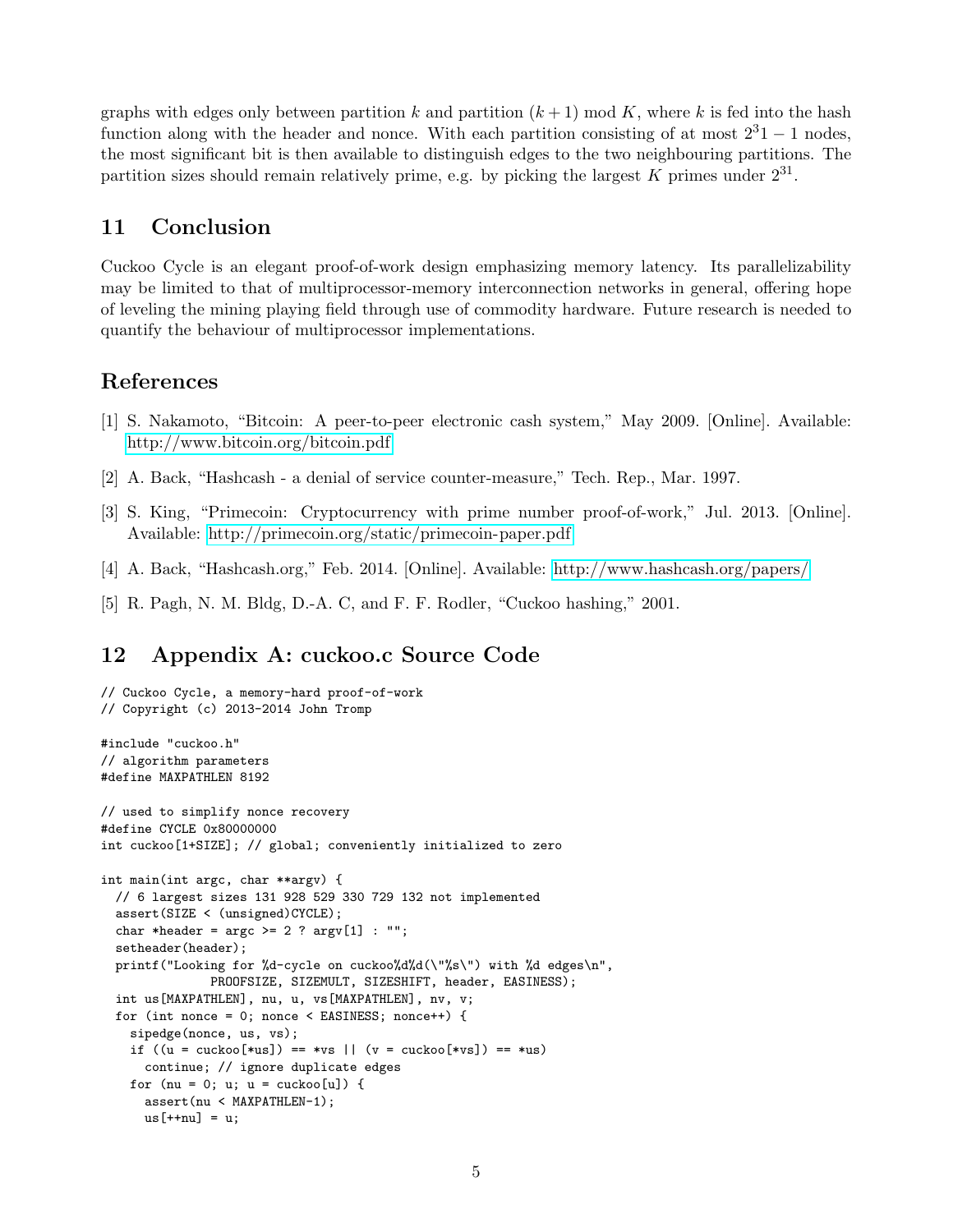graphs with edges only between partition $k$ and partition $(k+1) \bmod K$, where $k$ is fed into the hash function along with the header and nonce. With each partition consisting of at most $2^31 - 1$ nodes, the most significant bit is then available to distinguish edges to the two neighbouring partitions. The partition sizes should remain relatively prime, e.g. by picking the largest $K$ primes under $2^{31}$.

## 11 Conclusion

Cuckoo Cycle is an elegant proof-of-work design emphasizing memory latency. Its parallelizability may be limited to that of multiprocessor-memory interconnection networks in general, offering hope of leveling the mining playing field through use of commodity hardware. Future research is needed to quantify the behaviour of multiprocessor implementations.

## References

[1] S. Nakamoto, "Bitcoin: A peer-to-peer electronic cash system," May 2009. [Online]. Available: http://www.bitcoin.org/bitcoin.pdf

[2] A. Back, "Hashcash - a denial of service counter-measure," Tech. Rep., Mar. 1997.

[3] S. King, "Primecoin: Cryptocurrency with prime number proof-of-work," Jul. 2013. [Online]. Available: http://primecoin.org/static/primecoin-paper.pdf

[4] A. Back, "Hashcash.org," Feb. 2014. [Online]. Available: http://www.hashcash.org/papers/

[5] R. Pagh, N. M. Bldg, D.-A. C, and F. F. Rodler, "Cuckoo hashing," 2001.

## 12 Appendix A: cuckoo.c Source Code

```
// Cuckoo Cycle, a memory-hard proof-of-work
// Copyright (c) 2013-2014 John Tromp

#include "cuckoo.h"
// algorithm parameters
#define MAXPATHLEN 8192

// used to simplify nonce recovery
#define CYCLE 0x80000000
int cuckoo[1+SIZE]; // global; conveniently initialized to zero

int main(int argc, char **argv) {
  // 6 largest sizes 131 928 529 330 729 132 not implemented
  assert(SIZE < (unsigned)CYCLE);
  char *header = argc >= 2 ? argv[1] : "";
  setheader(header);
  printf("Looking for %d-cycle on cuckoo%d%d(\"%s\") with %d edges\n",
               PROOFSIZE, SIZEMULT, SIZESHIFT, header, EASINESS);
  int us[MAXPATHLEN], nu, u, vs[MAXPATHLEN], nv, v;
  for (int nonce = 0; nonce < EASINESS; nonce++) {
    sipedge(nonce, us, vs);
    if ((u = cuckoo[*us]) == *vs || (v = cuckoo[*vs]) == *us)
      continue; // ignore duplicate edges
    for (nu = 0; u; u = cuckoo[u]) {
      assert(nu < MAXPATHLEN-1);
      us[++nu] = u;
```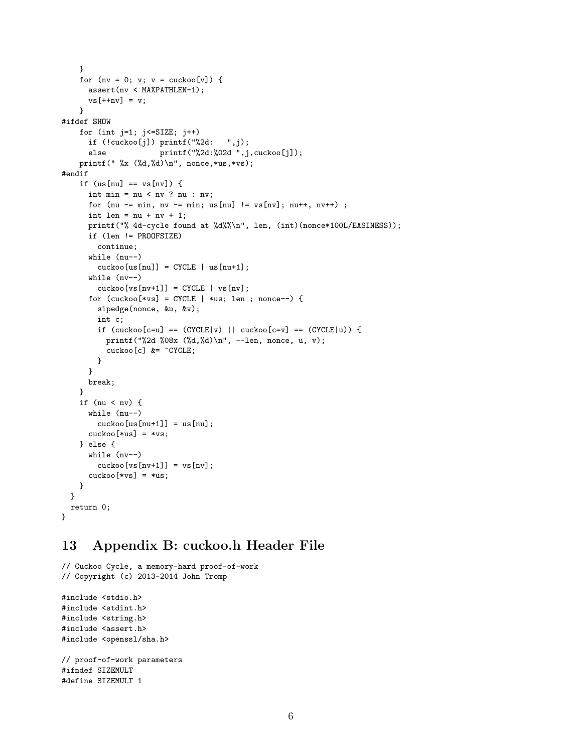```
    }
    for (nv = 0; v; v = cuckoo[v]) {
      assert(nv < MAXPATHLEN-1);
      vs[++nv] = v;
    }
#ifdef SHOW
    for (int j=1; j<=SIZE; j++)
      if (!cuckoo[j]) printf("%2d:   ",j);
      else           printf("%2d:%02d ",j,cuckoo[j]);
    printf(" %x (%d,%d)\n", nonce,*us,*vs);
#endif
    if (us[nu] == vs[nv]) {
      int min = nu < nv ? nu : nv;
      for (nu -= min, nv -= min; us[nu] != vs[nv]; nu++, nv++) ;
      int len = nu + nv + 1;
      printf("% 4d-cycle found at %d%%\n", len, (int)(nonce*100L/EASINESS));
      if (len != PROOFSIZE)
        continue;
      while (nu--)
        cuckoo[us[nu]] = CYCLE | us[nu+1];
      while (nv--)
        cuckoo[vs[nv+1]] = CYCLE | vs[nv];
      for (cuckoo[*vs] = CYCLE | *us; len ; nonce--) {
        sipedge(nonce, &u, &v);
        int c;
        if (cuckoo[c=u] == (CYCLE|v) || cuckoo[c=v] == (CYCLE|u)) {
          printf("%2d %08x (%d,%d)\n", --len, nonce, u, v);
          cuckoo[c] &= ~CYCLE;
        }
      }
      break;
    }
    if (nu < nv) {
      while (nu--)
        cuckoo[us[nu+1]] = us[nu];
      cuckoo[*us] = *vs;
    } else {
      while (nv--)
        cuckoo[vs[nv+1]] = vs[nv];
      cuckoo[*vs] = *us;
    }
  }
  return 0;
}
```

## 13 Appendix B: cuckoo.h Header File

```
// Cuckoo Cycle, a memory-hard proof-of-work
// Copyright (c) 2013-2014 John Tromp

#include <stdio.h>
#include <stdint.h>
#include <string.h>
#include <assert.h>
#include <openssl/sha.h>

// proof-of-work parameters
#ifndef SIZEMULT
#define SIZEMULT 1
```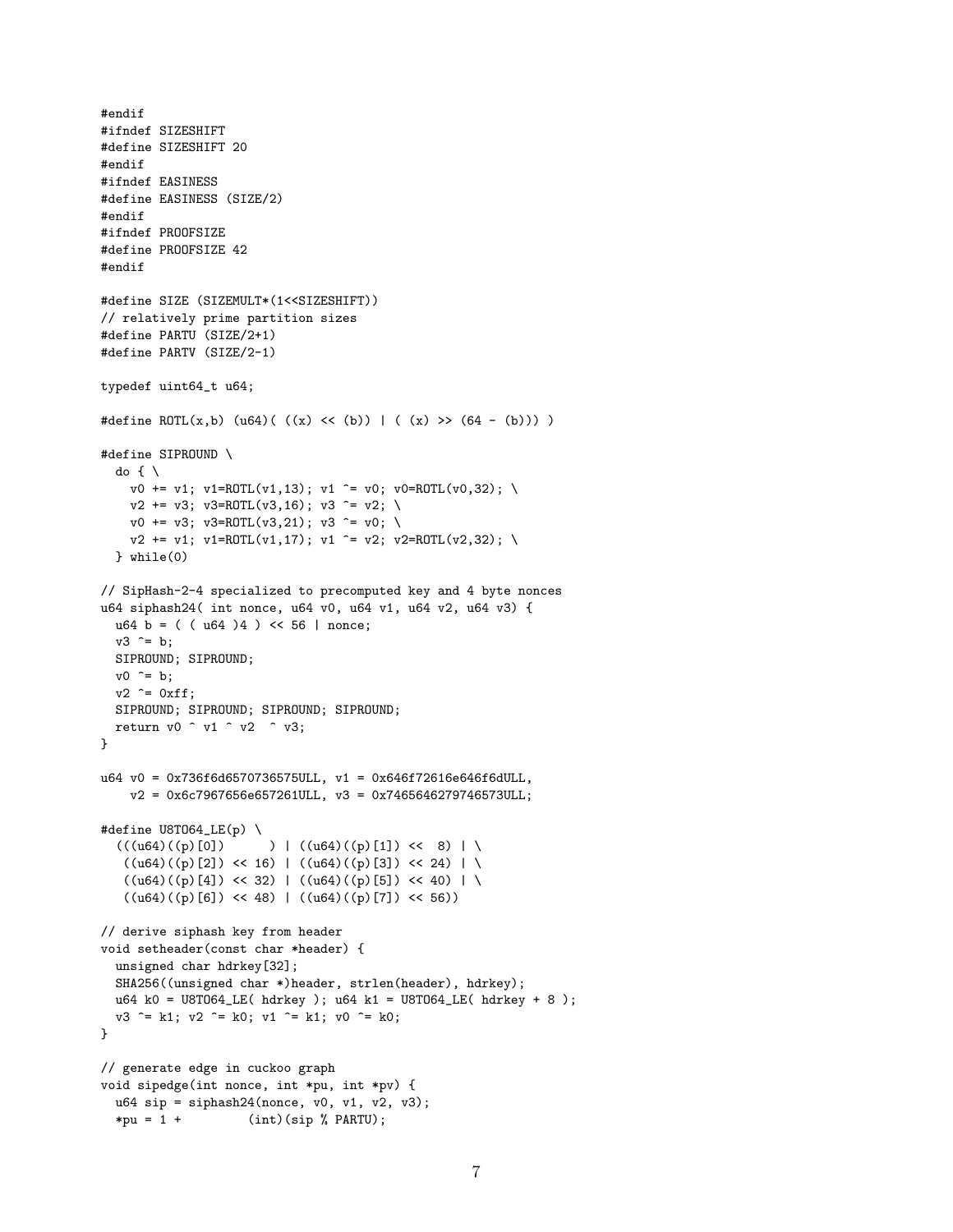```
#endif
#ifndef SIZESHIFT
#define SIZESHIFT 20
#endif
#ifndef EASINESS
#define EASINESS (SIZE/2)
#endif
#ifndef PROOFSIZE
#define PROOFSIZE 42
#endif

#define SIZE (SIZEMULT*(1<<SIZESHIFT))
// relatively prime partition sizes
#define PARTU (SIZE/2+1)
#define PARTV (SIZE/2-1)

typedef uint64_t u64;

#define ROTL(x,b) (u64)( ((x) << (b)) | ( (x) >> (64 - (b))) )

#define SIPROUND \
  do { \
    v0 += v1; v1=ROTL(v1,13); v1 ^= v0; v0=ROTL(v0,32); \
    v2 += v3; v3=ROTL(v3,16); v3 ^= v2; \
    v0 += v3; v3=ROTL(v3,21); v3 ^= v0; \
    v2 += v1; v1=ROTL(v1,17); v1 ^= v2; v2=ROTL(v2,32); \
  } while(0)

// SipHash-2-4 specialized to precomputed key and 4 byte nonces
u64 siphash24( int nonce, u64 v0, u64 v1, u64 v2, u64 v3) {
  u64 b = ( ( u64 )4 ) << 56 | nonce;
  v3 ^= b;
  SIPROUND; SIPROUND;
  v0 ^= b;
  v2 ^= 0xff;
  SIPROUND; SIPROUND; SIPROUND; SIPROUND;
  return v0 ^ v1 ^ v2  ^ v3;
}

u64 v0 = 0x736f6d6570736575ULL, v1 = 0x646f72616e646f6dULL,
    v2 = 0x6c7967656e657261ULL, v3 = 0x7465646279746573ULL;

#define U8TO64_LE(p) \
  (((u64)((p)[0])      ) | ((u64)((p)[1]) <<  8) | \
   ((u64)((p)[2]) << 16) | ((u64)((p)[3]) << 24) | \
   ((u64)((p)[4]) << 32) | ((u64)((p)[5]) << 40) | \
   ((u64)((p)[6]) << 48) | ((u64)((p)[7]) << 56))

// derive siphash key from header
void setheader(const char *header) {
  unsigned char hdrkey[32];
  SHA256((unsigned char *)header, strlen(header), hdrkey);
  u64 k0 = U8TO64_LE( hdrkey ); u64 k1 = U8TO64_LE( hdrkey + 8 );
  v3 ^= k1; v2 ^= k0; v1 ^= k1; v0 ^= k0;
}

// generate edge in cuckoo graph
void sipedge(int nonce, int *pu, int *pv) {
  u64 sip = siphash24(nonce, v0, v1, v2, v3);
  *pu = 1 +         (int)(sip % PARTU);
```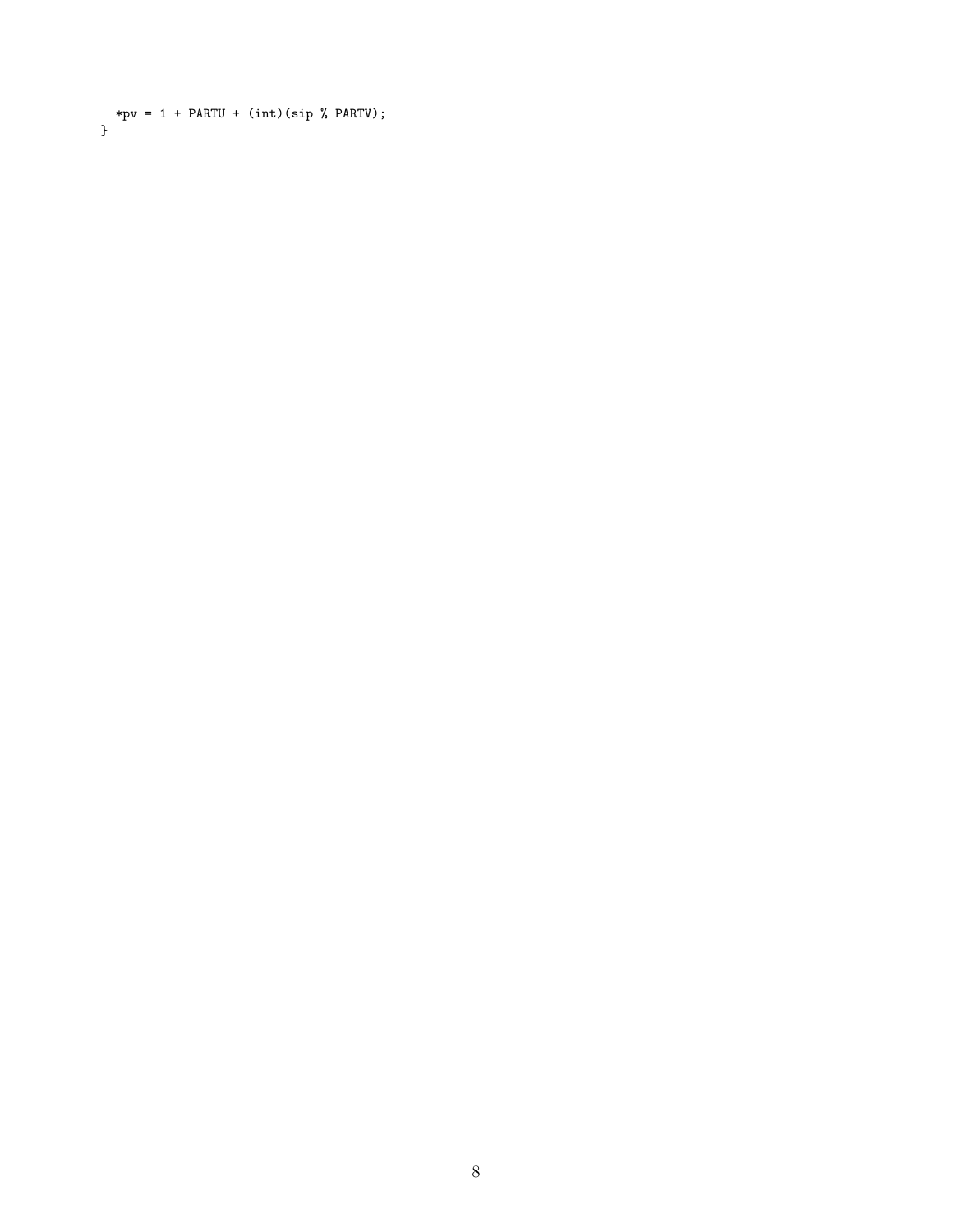```
  *pv = 1 + PARTU + (int)(sip % PARTV);
}
```